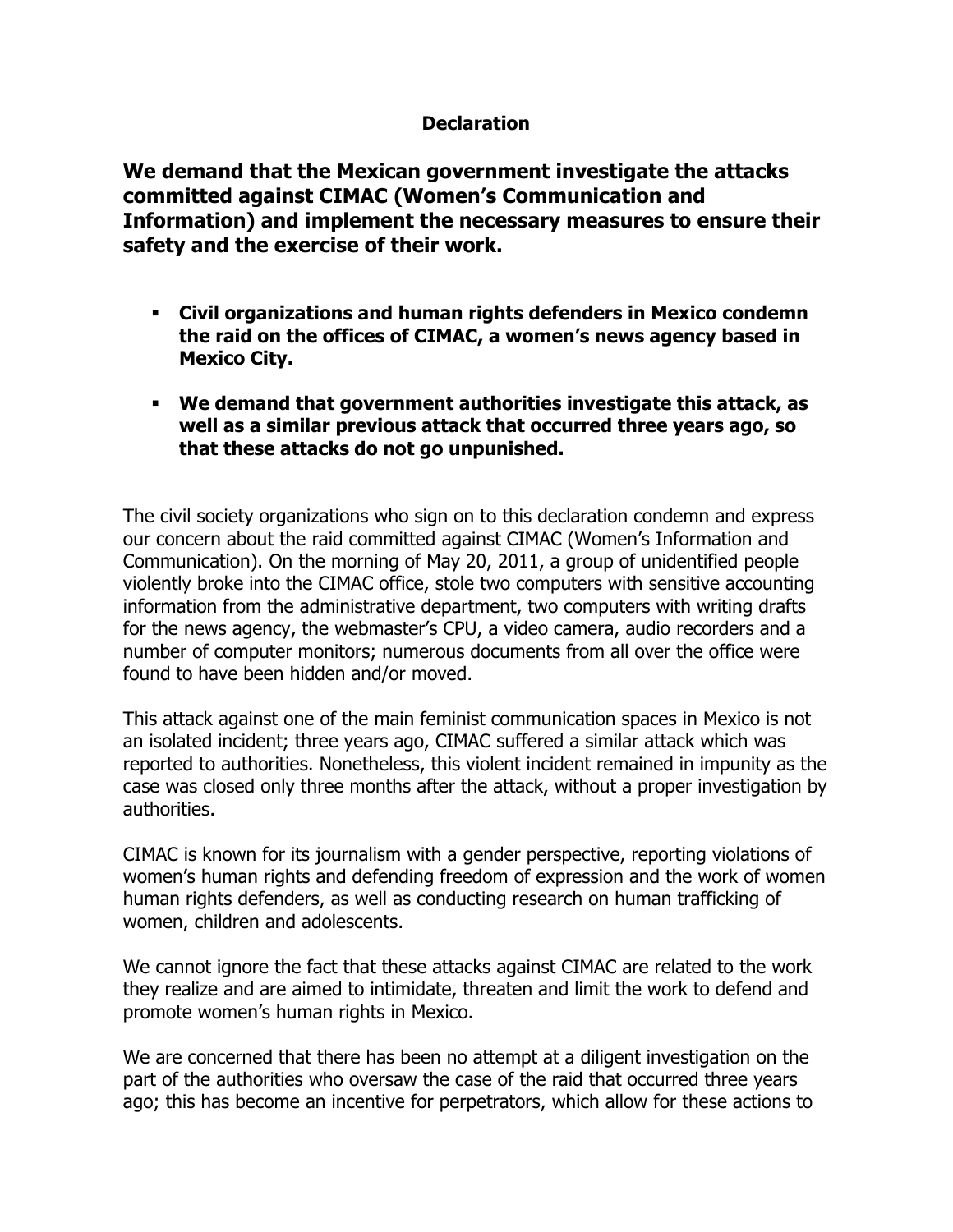# Declaration

## We demand that the Mexican government investigate the attacks committed against CIMAC (Women's Communication and Information) and implement the necessary measures to ensure their safety and the exercise of their work.

- **Civil organizations and human rights defenders in Mexico condemn the raid on the offices of CIMAC, a women's news agency based in Mexico City.**
- **We demand that government authorities investigate this attack, as well as a similar previous attack that occurred three years ago, so that these attacks do not go unpunished.**

The civil society organizations who sign on to this declaration condemn and express our concern about the raid committed against CIMAC (Women's Information and Communication). On the morning of May 20, 2011, a group of unidentified people violently broke into the CIMAC office, stole two computers with sensitive accounting information from the administrative department, two computers with writing drafts for the news agency, the webmaster's CPU, a video camera, audio recorders and a number of computer monitors; numerous documents from all over the office were found to have been hidden and/or moved.

This attack against one of the main feminist communication spaces in Mexico is not an isolated incident; three years ago, CIMAC suffered a similar attack which was reported to authorities. Nonetheless, this violent incident remained in impunity as the case was closed only three months after the attack, without a proper investigation by authorities.

CIMAC is known for its journalism with a gender perspective, reporting violations of women's human rights and defending freedom of expression and the work of women human rights defenders, as well as conducting research on human trafficking of women, children and adolescents.

We cannot ignore the fact that these attacks against CIMAC are related to the work they realize and are aimed to intimidate, threaten and limit the work to defend and promote women's human rights in Mexico.

We are concerned that there has been no attempt at a diligent investigation on the part of the authorities who oversaw the case of the raid that occurred three years ago; this has become an incentive for perpetrators, which allow for these actions to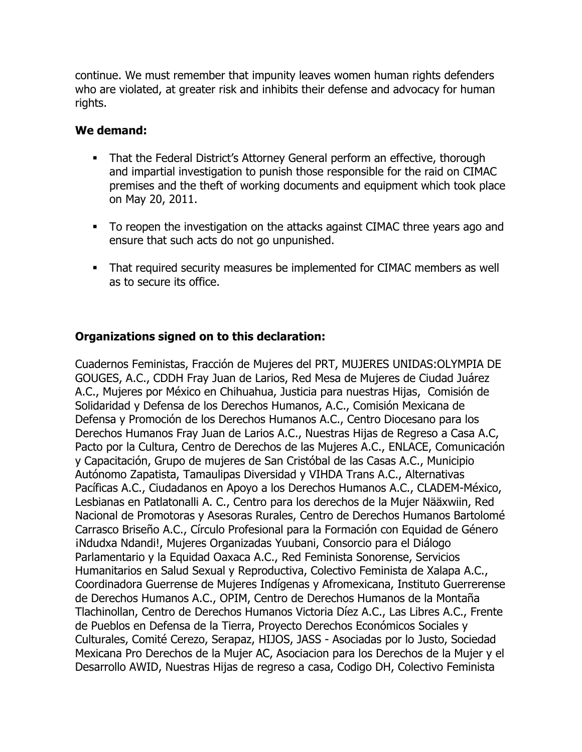continue. We must remember that impunity leaves women human rights defenders who are violated, at greater risk and inhibits their defense and advocacy for human rights.

**We demand:**

- That the Federal District's Attorney General perform an effective, thorough and impartial investigation to punish those responsible for the raid on CIMAC premises and the theft of working documents and equipment which took place on May 20, 2011.
- To reopen the investigation on the attacks against CIMAC three years ago and ensure that such acts do not go unpunished.
- That required security measures be implemented for CIMAC members as well as to secure its office.

**Organizations signed on to this declaration:**

Cuadernos Feministas, Fracción de Mujeres del PRT, MUJERES UNIDAS:OLYMPIA DE GOUGES, A.C., CDDH Fray Juan de Larios, Red Mesa de Mujeres de Ciudad Juárez A.C., Mujeres por México en Chihuahua, Justicia para nuestras Hijas, Comisión de Solidaridad y Defensa de los Derechos Humanos, A.C., Comisión Mexicana de Defensa y Promoción de los Derechos Humanos A.C., Centro Diocesano para los Derechos Humanos Fray Juan de Larios A.C., Nuestras Hijas de Regreso a Casa A.C, Pacto por la Cultura, Centro de Derechos de las Mujeres A.C., ENLACE, Comunicación y Capacitación, Grupo de mujeres de San Cristóbal de las Casas A.C., Municipio Autónomo Zapatista, Tamaulipas Diversidad y VIHDA Trans A.C., Alternativas Pacíficas A.C., Ciudadanos en Apoyo a los Derechos Humanos A.C., CLADEM-México, Lesbianas en Patlatonalli A. C., Centro para los derechos de la Mujer Nääxwiin, Red Nacional de Promotoras y Asesoras Rurales, Centro de Derechos Humanos Bartolomé Carrasco Briseño A.C., Círculo Profesional para la Formación con Equidad de Género ¡Ndudxa Ndandi!, Mujeres Organizadas Yuubani, Consorcio para el Diálogo Parlamentario y la Equidad Oaxaca A.C., Red Feminista Sonorense, Servicios Humanitarios en Salud Sexual y Reproductiva, Colectivo Feminista de Xalapa A.C., Coordinadora Guerrense de Mujeres Indígenas y Afromexicana, Instituto Guerrerense de Derechos Humanos A.C., OPIM, Centro de Derechos Humanos de la Montaña Tlachinollan, Centro de Derechos Humanos Victoria Díez A.C., Las Libres A.C., Frente de Pueblos en Defensa de la Tierra, Proyecto Derechos Económicos Sociales y Culturales, Comité Cerezo, Serapaz, HIJOS, JASS - Asociadas por lo Justo, Sociedad Mexicana Pro Derechos de la Mujer AC, Asociacion para los Derechos de la Mujer y el Desarrollo AWID, Nuestras Hijas de regreso a casa, Codigo DH, Colectivo Feminista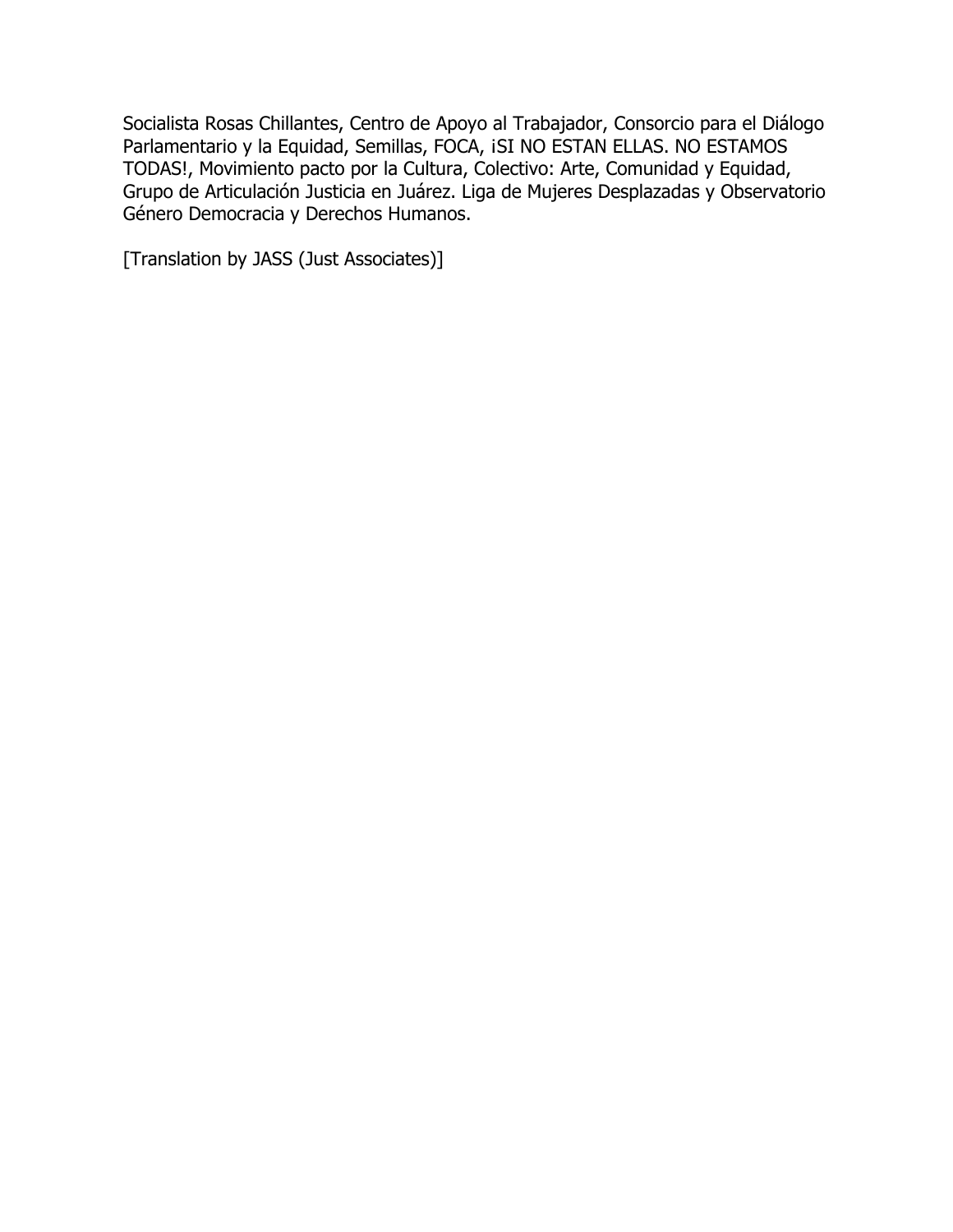Socialista Rosas Chillantes, Centro de Apoyo al Trabajador, Consorcio para el Diálogo Parlamentario y la Equidad, Semillas, FOCA, ¡SI NO ESTAN ELLAS. NO ESTAMOS TODAS!, Movimiento pacto por la Cultura, Colectivo: Arte, Comunidad y Equidad, Grupo de Articulación Justicia en Juárez. Liga de Mujeres Desplazadas y Observatorio Género Democracia y Derechos Humanos.

[Translation by JASS (Just Associates)]